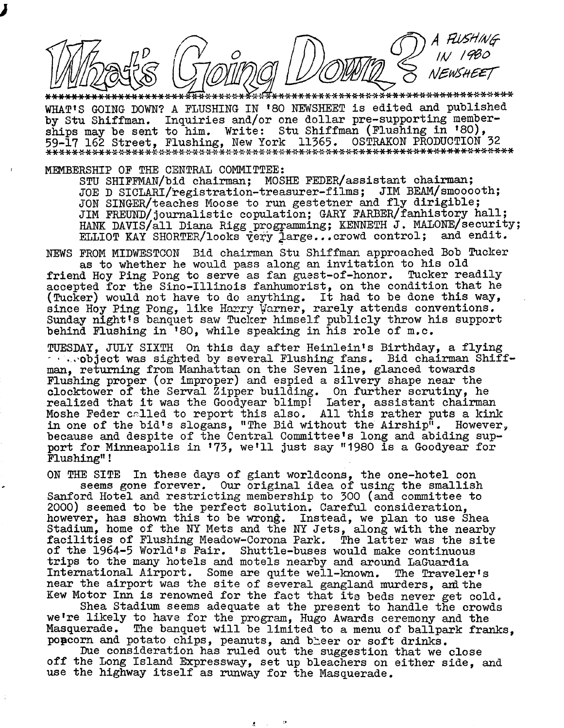# What's Going Down?

A FLUSHING IN 1980 NEWSHEET

WHAT'S GOING DOWN? A FLUSHING IN '80 NEWSHEET is edited and published by Stu Shiffman. Inquiries and/or one dollar pre-supporting memberships may be sent to him. Write: Stu Shiffman (Flushing in '80), 59-17 162 Street, Flushing, New York 11365. OSTRAKON PRODUCTION 32

MEMBERSHIP OF THE CENTRAL COMMITTEE:
STU SHIFFMAN/bid chairman; MOSHE FEDER/assistant chairman; JOE D SICLARI/registration-treasurer-films; JIM BEAM/smooooth; JON SINGER/teaches Moose to run gestetner and fly dirigible; JIM FREUND/journalistic copulation; GARY FARBER/fanhistory hall; HANK DAVIS/all Diana Rigg programming; KENNETH J. MALONE/security; ELLIOT KAY SHORTER/looks very large...crowd control; and endit.

NEWS FROM MIDWESTCON Bid chairman Stu Shiffman approached Bob Tucker as to whether he would pass along an invitation to his old friend Hoy Ping Pong to serve as fan guest-of-honor. Tucker readily accepted for the Sino-Illinois fanhumorist, on the condition that he (Tucker) would not have to do anything. It had to be done this way, since Hoy Ping Pong, like Harry Warner, rarely attends conventions. Sunday night's banquet saw Tucker himself publicly throw his support behind Flushing in '80, while speaking in his role of m.c.

TUESDAY, JULY SIXTH On this day after Heinlein's Birthday, a flying ...object was sighted by several Flushing fans. Bid chairman Shiffman, returning from Manhattan on the Seven line, glanced towards Flushing proper (or improper) and espied a silvery shape near the clocktower of the Serval Zipper building. On further scrutiny, he realized that it was the Goodyear blimp! Later, assistant chairman Moshe Feder called to report this also. All this rather puts a kink in one of the bid's slogans, "The Bid without the Airship". However, because and despite of the Central Committee's long and abiding support for Minneapolis in '73, we'll just say "1980 is a Goodyear for Flushing"!

ON THE SITE In these days of giant worldcons, the one-hotel con seems gone forever. Our original idea of using the smallish Sanford Hotel and restricting membership to 300 (and committee to 2000) seemed to be the perfect solution. Careful consideration, however, has shown this to be wrong. Instead, we plan to use Shea Stadium, home of the NY Mets and the NY Jets, along with the nearby facilities of Flushing Meadow-Corona Park. The latter was the site of the 1964-5 World's Fair. Shuttle-buses would make continuous trips to the many hotels and motels nearby and around LaGuardia International Airport. Some are quite well-known. The Traveler's near the airport was the site of several gangland murders, and the Kew Motor Inn is renowned for the fact that its beds never get cold.

Shea Stadium seems adequate at the present to handle the crowds we're likely to have for the program, Hugo Awards ceremony and the Masquerade. The banquet will be limited to a menu of ballpark franks, popcorn and potato chips, peanuts, and bheer or soft drinks.

Due consideration has ruled out the suggestion that we close off the Long Island Expressway, set up bleachers on either side, and use the highway itself as runway for the Masquerade.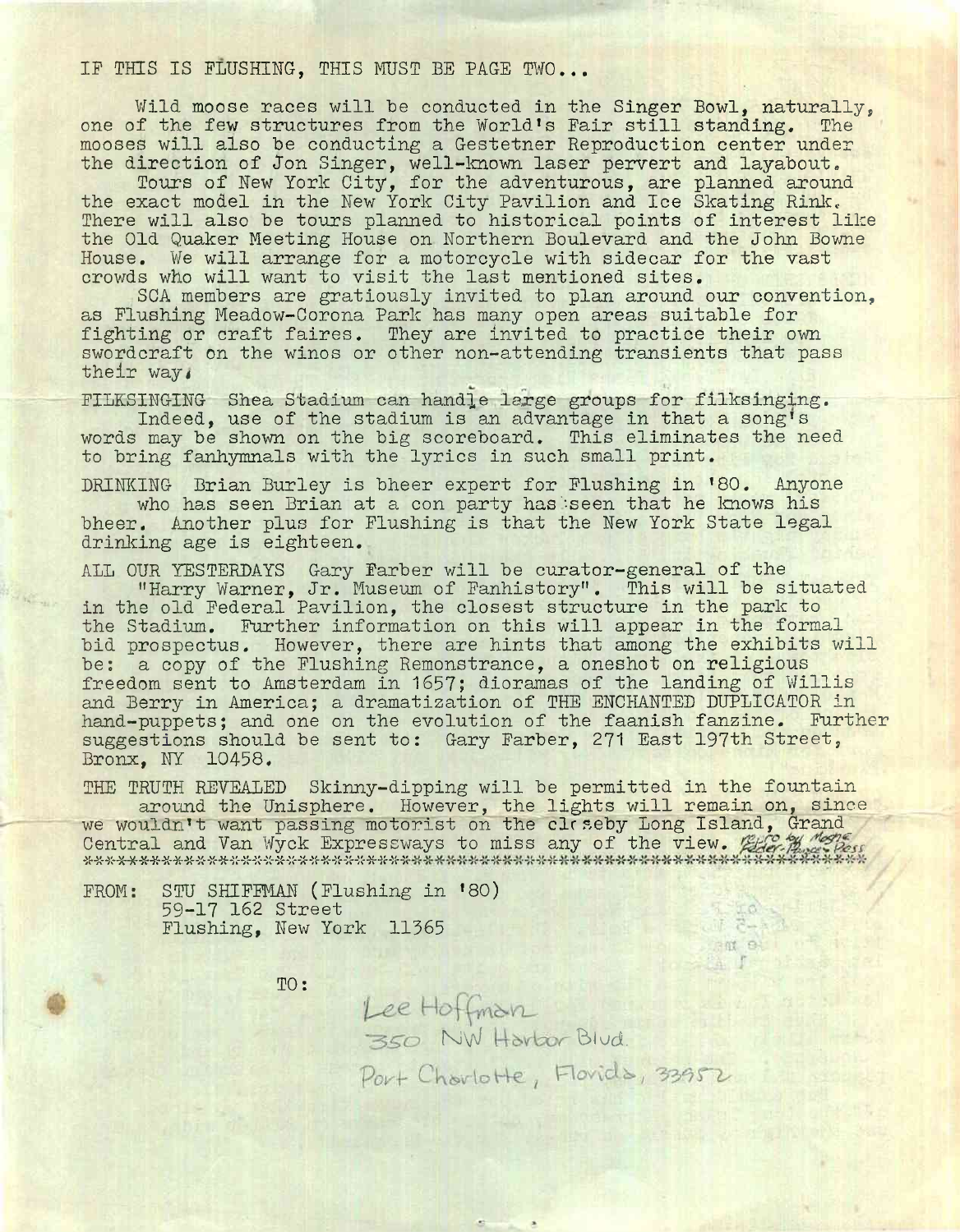IF THIS IS FLUSHING, THIS MUST BE PAGE TWO...

Wild moose races will be conducted in the Singer Bowl, naturally, one of the few structures from the World's Fair still standing. The mooses will also be conducting a Gestetner Reproduction center under the direction of Jon Singer, well-known laser pervert and layabout.

Tours of New York City, for the adventurous, are planned around the exact model in the New York City Pavilion and Ice Skating Rink. There will also be tours planned to historical points of interest like the Old Quaker Meeting House on Northern Boulevard and the John Bowne House. We will arrange for a motorcycle with sidecar for the vast crowds who will want to visit the last mentioned sites.

SCA members are gratiously invited to plan around our convention, as Flushing Meadow-Corona Park has many open areas suitable for fighting or craft faires. They are invited to practice their own swordcraft on the winos or other non-attending transients that pass their way.

FILKSINGING Shea Stadium can handle large groups for filksinging. Indeed, use of the stadium is an advantage in that a song's words may be shown on the big scoreboard. This eliminates the need to bring fanhymnals with the lyrics in such small print.

DRINKING Brian Burley is bheer expert for Flushing in '80. Anyone who has seen Brian at a con party has seen that he knows his bheer. Another plus for Flushing is that the New York State legal drinking age is eighteen.

ALL OUR YESTERDAYS Gary Farber will be curator-general of the "Harry Warner, Jr. Museum of Fanhistory". This will be situated in the old Federal Pavilion, the closest structure in the park to the Stadium. Further information on this will appear in the formal bid prospectus. However, there are hints that among the exhibits will be: a copy of the Flushing Remonstrance, a oneshot on religious freedom sent to Amsterdam in 1657; dioramas of the landing of Willis and Berry in America; a dramatization of THE ENCHANTED DUPLICATOR in hand-puppets; and one on the evolution of the faanish fanzine. Further suggestions should be sent to: Gary Farber, 271 East 197th Street, Bronx, NY 10458.

THE TRUTH REVEALED Skinny-dipping will be permitted in the fountain around the Unisphere. However, the lights will remain on, since we wouldn't want passing motorist on the closeby Long Island, Grand Central and Van Wyck Expressways to miss any of the view. Repro by Moshe Feder-Mimeo-Boss

\*\*\*\*\*\*\*\*\*\*\*\*\*\*\*\*\*\*\*\*\*\*\*\*\*\*\*\*\*\*\*\*\*\*\*\*\*\*\*\*\*\*\*\*\*\*\*\*\*\*\*\*\*\*\*\*\*\*\*\*\*\*\*\*\*\*\*\*

FROM: STU SHIFFMAN (Flushing in '80)
59-17 162 Street
Flushing, New York 11365

TO:

Lee Hoffman
350 NW Harbor Blvd.
Port Charlotte, Florida, 33952